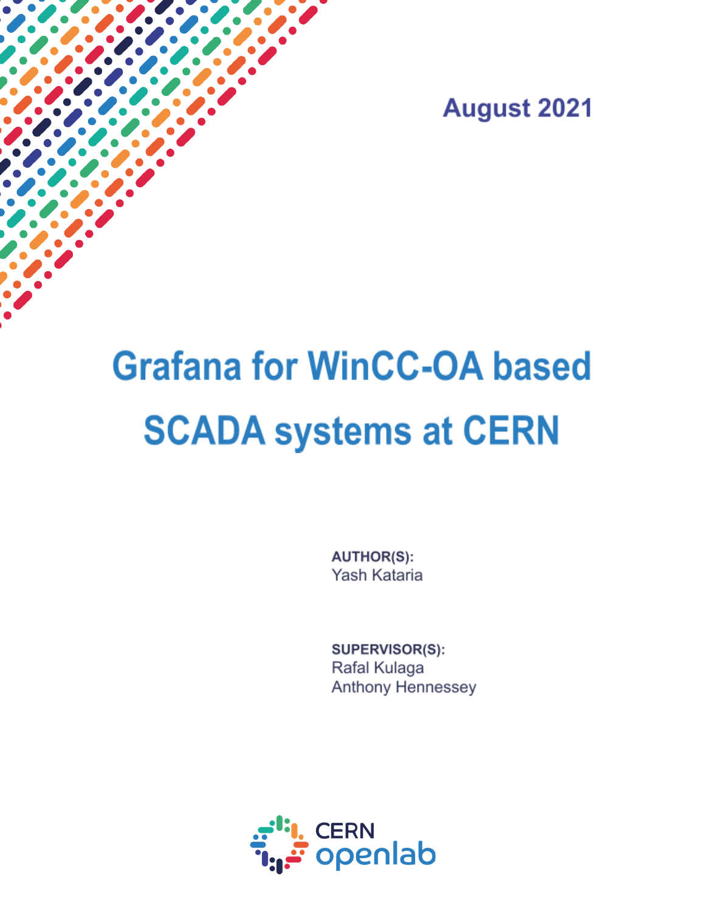August 2021

# Grafana for WinCC-OA based SCADA systems at CERN

**AUTHOR(S):**
Yash Kataria

**SUPERVISOR(S):**
Rafal Kulaga
Anthony Hennessey

CERN openlab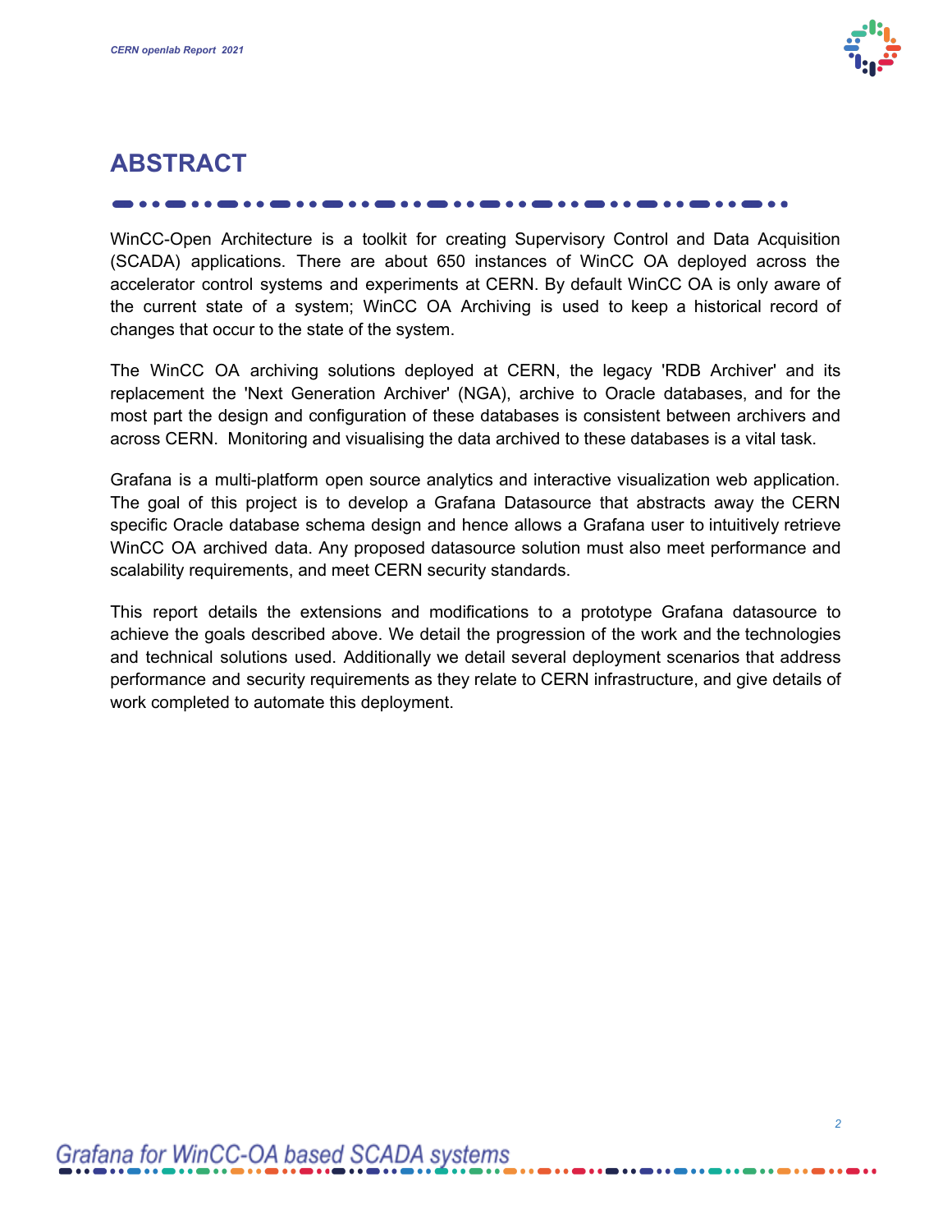# ABSTRACT

WinCC-Open Architecture is a toolkit for creating Supervisory Control and Data Acquisition (SCADA) applications. There are about 650 instances of WinCC OA deployed across the accelerator control systems and experiments at CERN. By default WinCC OA is only aware of the current state of a system; WinCC OA Archiving is used to keep a historical record of changes that occur to the state of the system.

The WinCC OA archiving solutions deployed at CERN, the legacy 'RDB Archiver' and its replacement the 'Next Generation Archiver' (NGA), archive to Oracle databases, and for the most part the design and configuration of these databases is consistent between archivers and across CERN. Monitoring and visualising the data archived to these databases is a vital task.

Grafana is a multi-platform open source analytics and interactive visualization web application. The goal of this project is to develop a Grafana Datasource that abstracts away the CERN specific Oracle database schema design and hence allows a Grafana user to intuitively retrieve WinCC OA archived data. Any proposed datasource solution must also meet performance and scalability requirements, and meet CERN security standards.

This report details the extensions and modifications to a prototype Grafana datasource to achieve the goals described above. We detail the progression of the work and the technologies and technical solutions used. Additionally we detail several deployment scenarios that address performance and security requirements as they relate to CERN infrastructure, and give details of work completed to automate this deployment.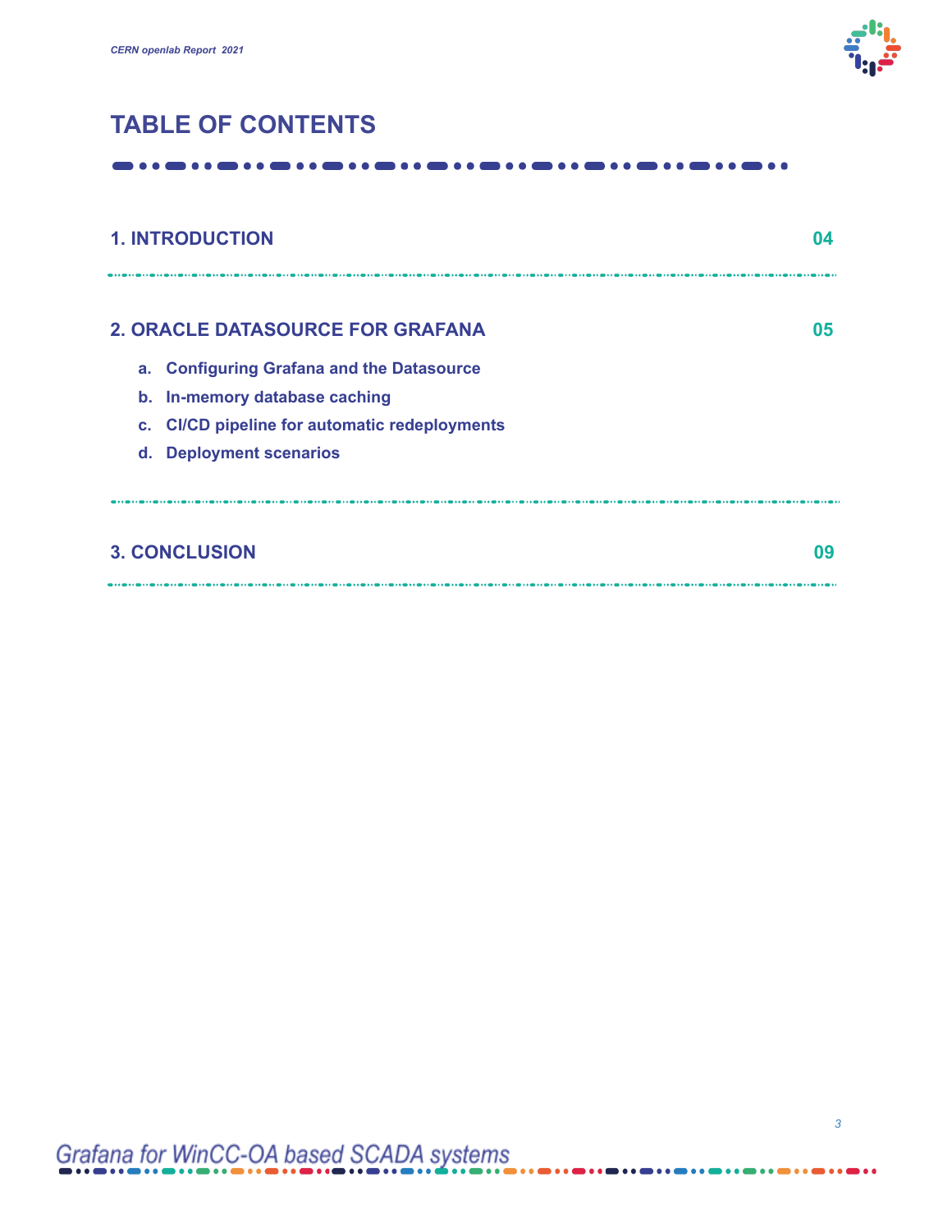# TABLE OF CONTENTS

**1. INTRODUCTION** 04

**2. ORACLE DATASOURCE FOR GRAFANA** 05

a. **Configuring Grafana and the Datasource**

b. **In-memory database caching**

c. **CI/CD pipeline for automatic redeployments**

d. **Deployment scenarios**

**3. CONCLUSION** 09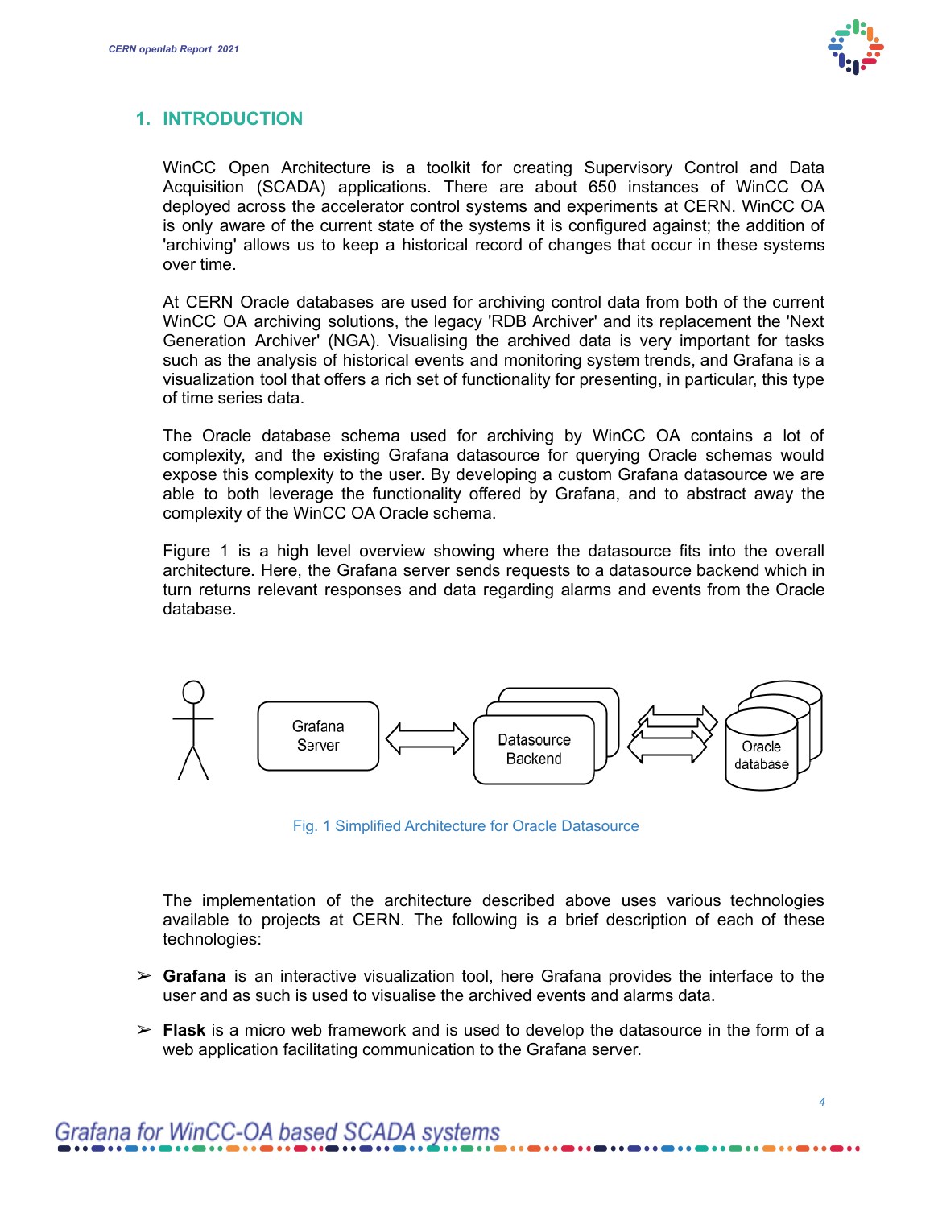# 1. INTRODUCTION

WinCC Open Architecture is a toolkit for creating Supervisory Control and Data Acquisition (SCADA) applications. There are about 650 instances of WinCC OA deployed across the accelerator control systems and experiments at CERN. WinCC OA is only aware of the current state of the systems it is configured against; the addition of 'archiving' allows us to keep a historical record of changes that occur in these systems over time.

At CERN Oracle databases are used for archiving control data from both of the current WinCC OA archiving solutions, the legacy 'RDB Archiver' and its replacement the 'Next Generation Archiver' (NGA). Visualising the archived data is very important for tasks such as the analysis of historical events and monitoring system trends, and Grafana is a visualization tool that offers a rich set of functionality for presenting, in particular, this type of time series data.

The Oracle database schema used for archiving by WinCC OA contains a lot of complexity, and the existing Grafana datasource for querying Oracle schemas would expose this complexity to the user. By developing a custom Grafana datasource we are able to both leverage the functionality offered by Grafana, and to abstract away the complexity of the WinCC OA Oracle schema.

Figure 1 is a high level overview showing where the datasource fits into the overall architecture. Here, the Grafana server sends requests to a datasource backend which in turn returns relevant responses and data regarding alarms and events from the Oracle database.

Fig. 1 Simplified Architecture for Oracle Datasource

The implementation of the architecture described above uses various technologies available to projects at CERN. The following is a brief description of each of these technologies:

- **Grafana** is an interactive visualization tool, here Grafana provides the interface to the user and as such is used to visualise the archived events and alarms data.
- **Flask** is a micro web framework and is used to develop the datasource in the form of a web application facilitating communication to the Grafana server.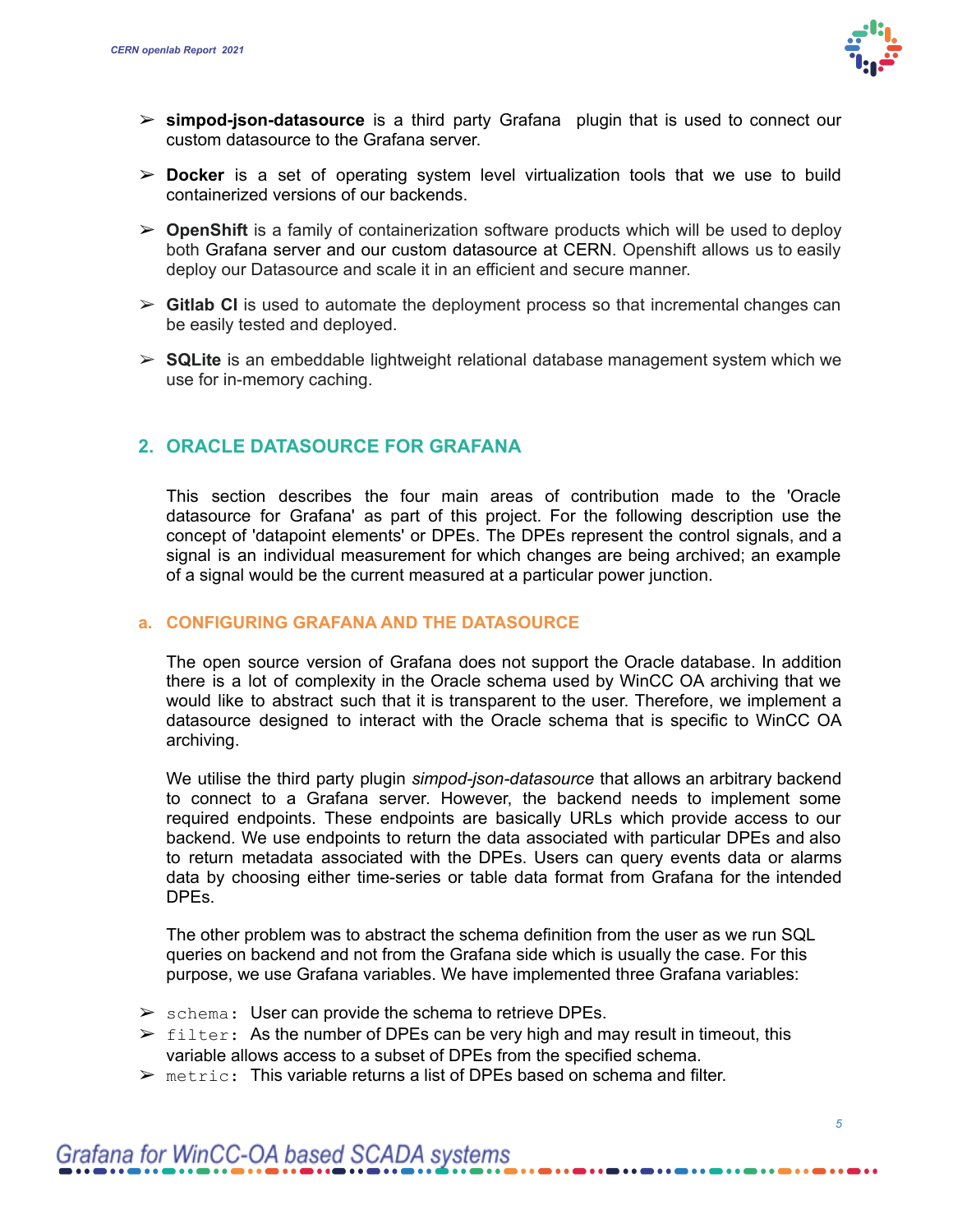- **simpod-json-datasource** is a third party Grafana plugin that is used to connect our custom datasource to the Grafana server.
- **Docker** is a set of operating system level virtualization tools that we use to build containerized versions of our backends.
- **OpenShift** is a family of containerization software products which will be used to deploy both Grafana server and our custom datasource at CERN. Openshift allows us to easily deploy our Datasource and scale it in an efficient and secure manner.
- **Gitlab CI** is used to automate the deployment process so that incremental changes can be easily tested and deployed.
- **SQLite** is an embeddable lightweight relational database management system which we use for in-memory caching.

## 2. ORACLE DATASOURCE FOR GRAFANA

This section describes the four main areas of contribution made to the 'Oracle datasource for Grafana' as part of this project. For the following description use the concept of 'datapoint elements' or DPEs. The DPEs represent the control signals, and a signal is an individual measurement for which changes are being archived; an example of a signal would be the current measured at a particular power junction.

### a. CONFIGURING GRAFANA AND THE DATASOURCE

The open source version of Grafana does not support the Oracle database. In addition there is a lot of complexity in the Oracle schema used by WinCC OA archiving that we would like to abstract such that it is transparent to the user. Therefore, we implement a datasource designed to interact with the Oracle schema that is specific to WinCC OA archiving.

We utilise the third party plugin *simpod-json-datasource* that allows an arbitrary backend to connect to a Grafana server. However, the backend needs to implement some required endpoints. These endpoints are basically URLs which provide access to our backend. We use endpoints to return the data associated with particular DPEs and also to return metadata associated with the DPEs. Users can query events data or alarms data by choosing either time-series or table data format from Grafana for the intended DPEs.

The other problem was to abstract the schema definition from the user as we run SQL queries on backend and not from the Grafana side which is usually the case. For this purpose, we use Grafana variables. We have implemented three Grafana variables:

- `schema`: User can provide the schema to retrieve DPEs.
- `filter`: As the number of DPEs can be very high and may result in timeout, this variable allows access to a subset of DPEs from the specified schema.
- `metric`: This variable returns a list of DPEs based on schema and filter.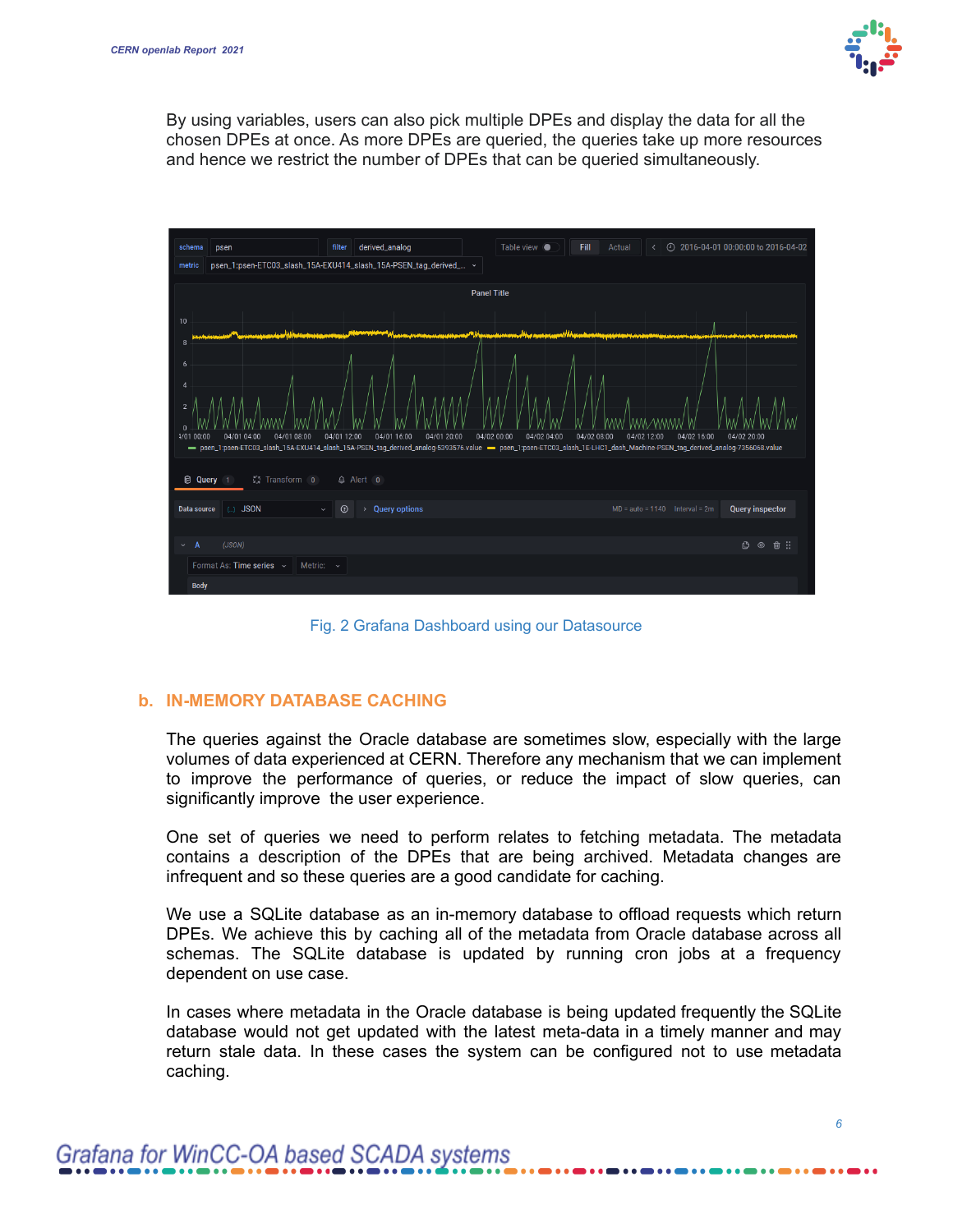By using variables, users can also pick multiple DPEs and display the data for all the chosen DPEs at once. As more DPEs are queried, the queries take up more resources and hence we restrict the number of DPEs that can be queried simultaneously.

Fig. 2 Grafana Dashboard using our Datasource

## b. IN-MEMORY DATABASE CACHING

The queries against the Oracle database are sometimes slow, especially with the large volumes of data experienced at CERN. Therefore any mechanism that we can implement to improve the performance of queries, or reduce the impact of slow queries, can significantly improve the user experience.

One set of queries we need to perform relates to fetching metadata. The metadata contains a description of the DPEs that are being archived. Metadata changes are infrequent and so these queries are a good candidate for caching.

We use a SQLite database as an in-memory database to offload requests which return DPEs. We achieve this by caching all of the metadata from Oracle database across all schemas. The SQLite database is updated by running cron jobs at a frequency dependent on use case.

In cases where metadata in the Oracle database is being updated frequently the SQLite database would not get updated with the latest meta-data in a timely manner and may return stale data. In these cases the system can be configured not to use metadata caching.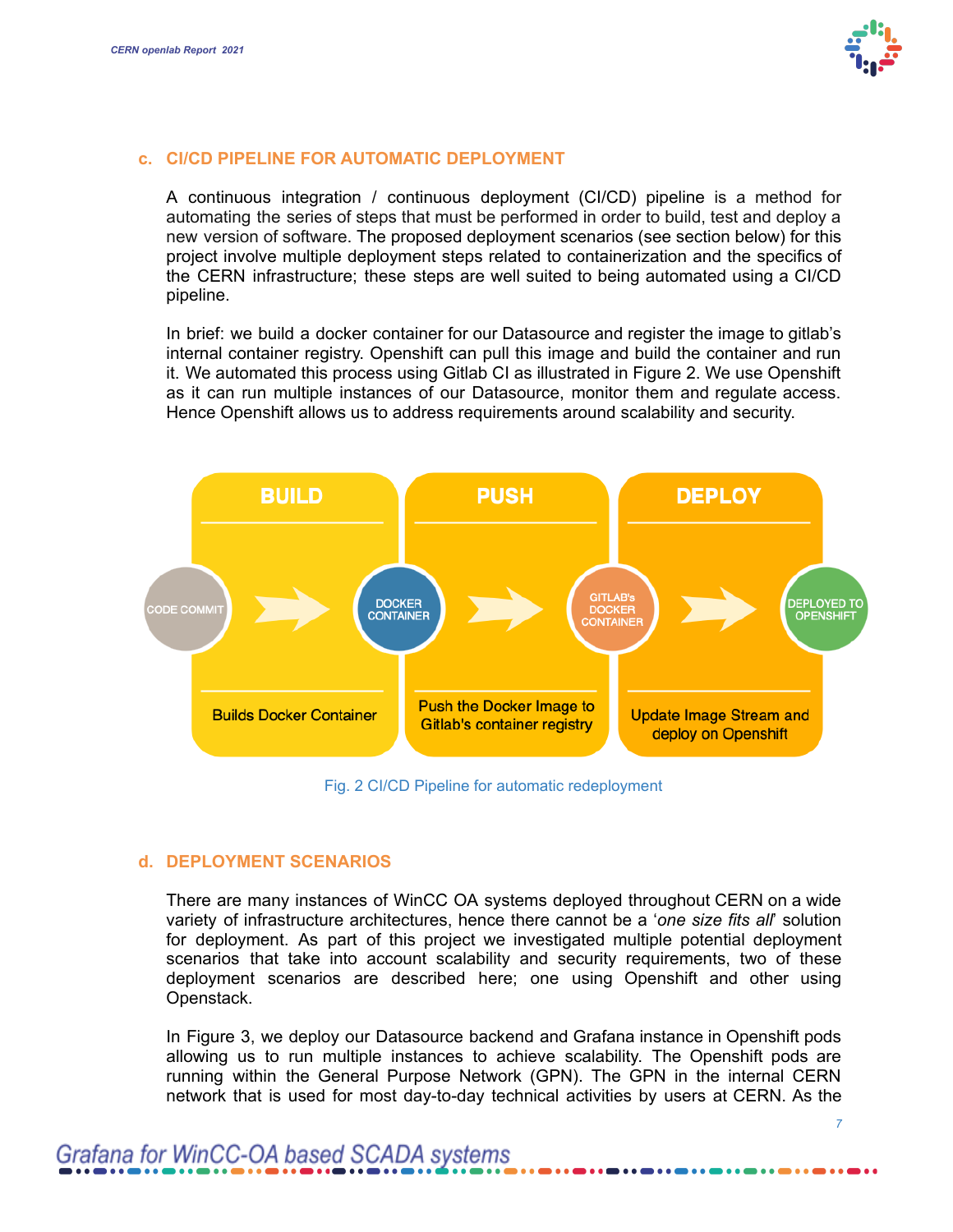## c. CI/CD PIPELINE FOR AUTOMATIC DEPLOYMENT

A continuous integration / continuous deployment (CI/CD) pipeline is a method for automating the series of steps that must be performed in order to build, test and deploy a new version of software. The proposed deployment scenarios (see section below) for this project involve multiple deployment steps related to containerization and the specifics of the CERN infrastructure; these steps are well suited to being automated using a CI/CD pipeline.

In brief: we build a docker container for our Datasource and register the image to gitlab's internal container registry. Openshift can pull this image and build the container and run it. We automated this process using Gitlab CI as illustrated in Figure 2. We use Openshift as it can run multiple instances of our Datasource, monitor them and regulate access. Hence Openshift allows us to address requirements around scalability and security.

| BUILD | PUSH | DEPLOY |
|---|---|---|
| CODE COMMIT → DOCKER CONTAINER | DOCKER CONTAINER → GITLAB's DOCKER CONTAINER | GITLAB's DOCKER CONTAINER → DEPLOYED TO OPENSHIFT |
| Builds Docker Container | Push the Docker Image to Gitlab's container registry | Update Image Stream and deploy on Openshift |

Fig. 2 CI/CD Pipeline for automatic redeployment

## d. DEPLOYMENT SCENARIOS

There are many instances of WinCC OA systems deployed throughout CERN on a wide variety of infrastructure architectures, hence there cannot be a '*one size fits all*' solution for deployment. As part of this project we investigated multiple potential deployment scenarios that take into account scalability and security requirements, two of these deployment scenarios are described here; one using Openshift and other using Openstack.

In Figure 3, we deploy our Datasource backend and Grafana instance in Openshift pods allowing us to run multiple instances to achieve scalability. The Openshift pods are running within the General Purpose Network (GPN). The GPN in the internal CERN network that is used for most day-to-day technical activities by users at CERN. As the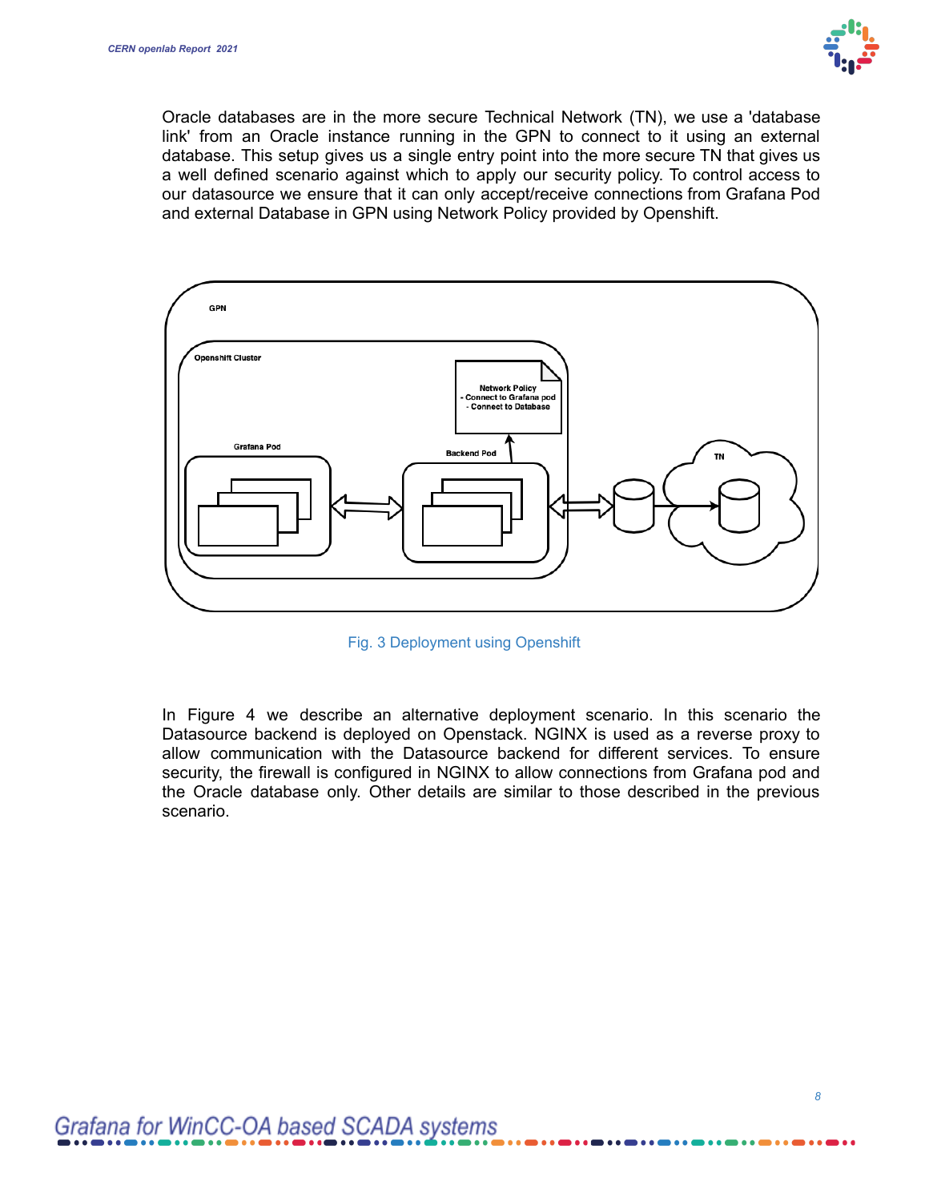Oracle databases are in the more secure Technical Network (TN), we use a 'database link' from an Oracle instance running in the GPN to connect to it using an external database. This setup gives us a single entry point into the more secure TN that gives us a well defined scenario against which to apply our security policy. To control access to our datasource we ensure that it can only accept/receive connections from Grafana Pod and external Database in GPN using Network Policy provided by Openshift.

Fig. 3 Deployment using Openshift

In Figure 4 we describe an alternative deployment scenario. In this scenario the Datasource backend is deployed on Openstack. NGINX is used as a reverse proxy to allow communication with the Datasource backend for different services. To ensure security, the firewall is configured in NGINX to allow connections from Grafana pod and the Oracle database only. Other details are similar to those described in the previous scenario.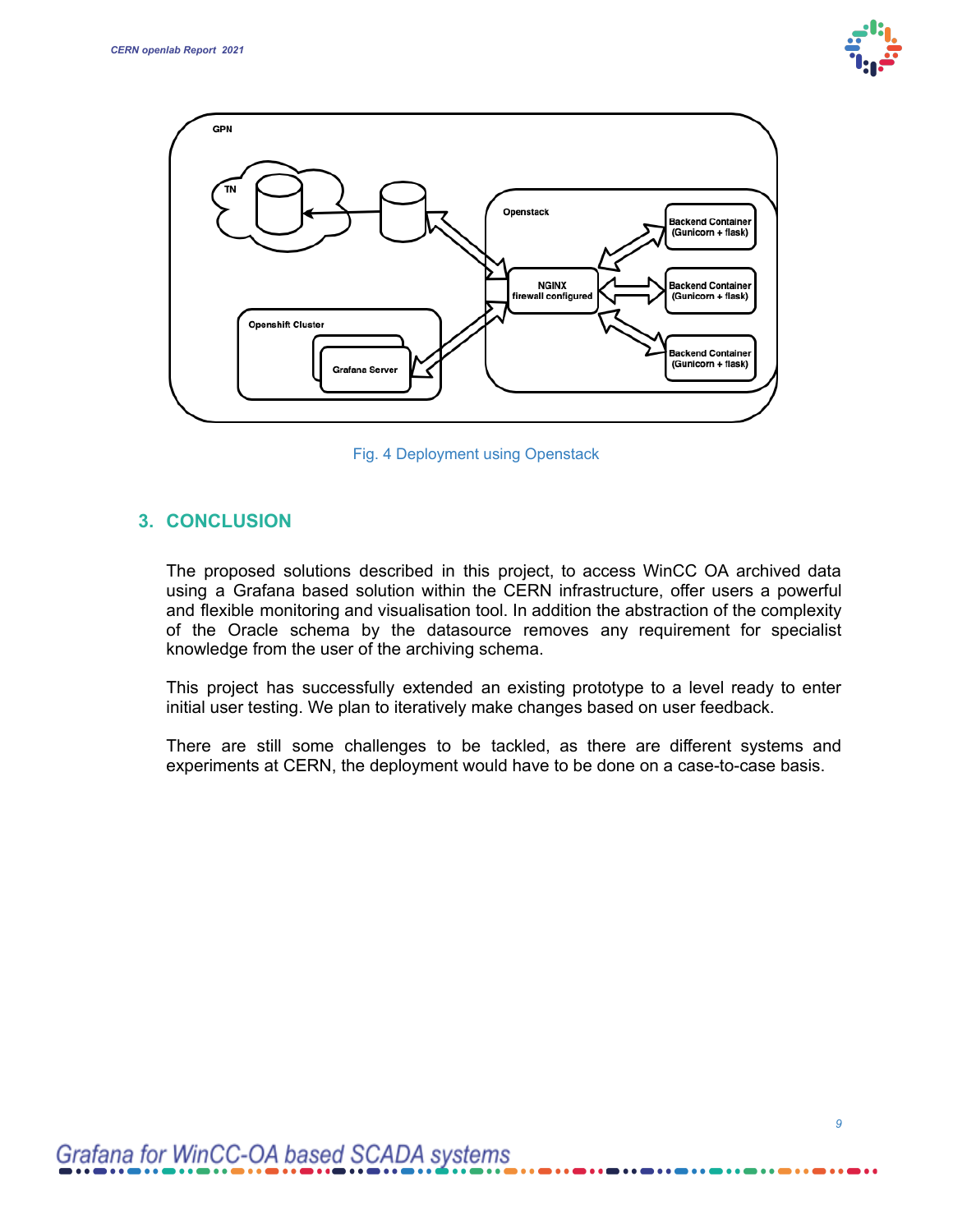GPN

TN

Openstack

Backend Container (Gunicorn + flask)

NGINX firewall configured

Backend Container (Gunicorn + flask)

Openshift Cluster

Grafana Server

Backend Container (Gunicorn + flask)

Fig. 4 Deployment using Openstack

## 3. CONCLUSION

The proposed solutions described in this project, to access WinCC OA archived data using a Grafana based solution within the CERN infrastructure, offer users a powerful and flexible monitoring and visualisation tool. In addition the abstraction of the complexity of the Oracle schema by the datasource removes any requirement for specialist knowledge from the user of the archiving schema.

This project has successfully extended an existing prototype to a level ready to enter initial user testing. We plan to iteratively make changes based on user feedback.

There are still some challenges to be tackled, as there are different systems and experiments at CERN, the deployment would have to be done on a case-to-case basis.